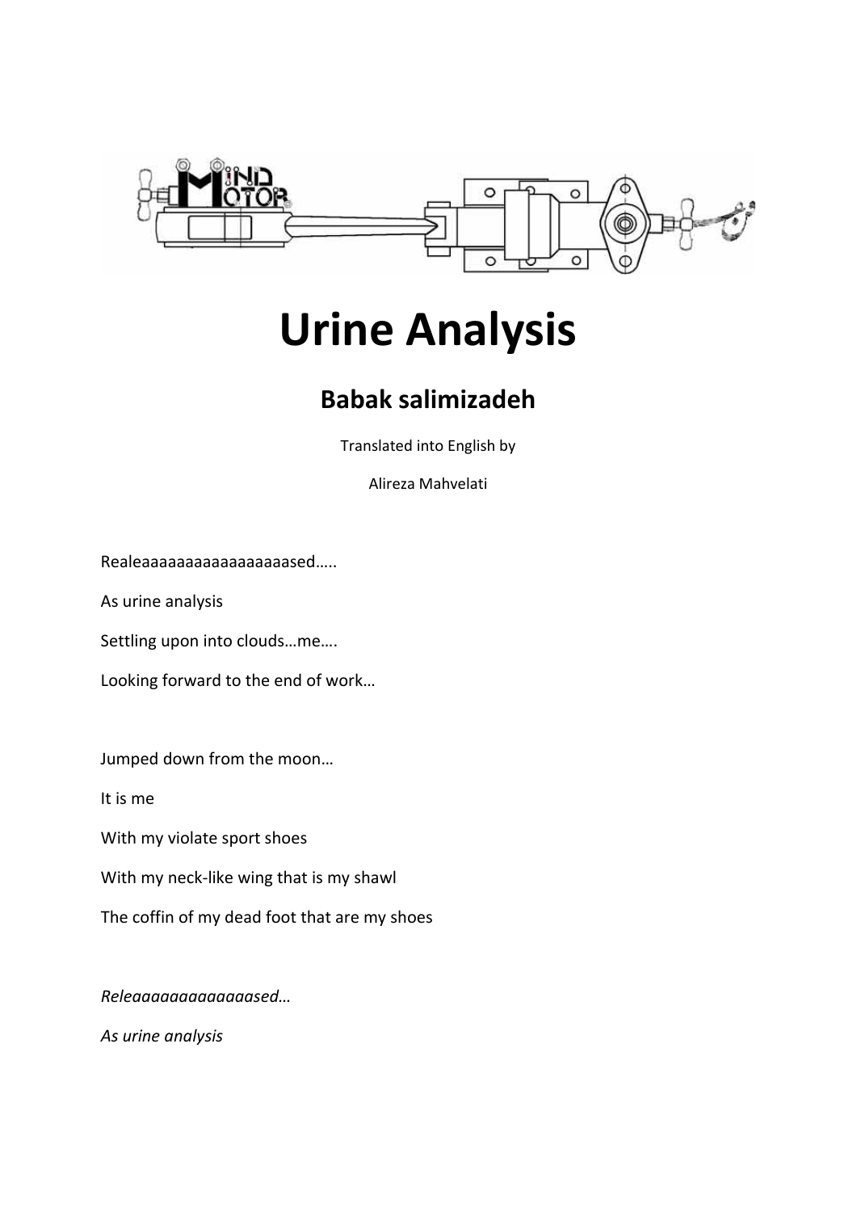# Urine Analysis

## Babak salimizadeh

Translated into English by

Alireza Mahvelati

Realeaaaaaaaaaaaaaaaaased…..

As urine analysis

Settling upon into clouds…me….

Looking forward to the end of work…

Jumped down from the moon…

It is me

With my violate sport shoes

With my neck-like wing that is my shawl

The coffin of my dead foot that are my shoes

*Releaaaaaaaaaaaaaased…*

*As urine analysis*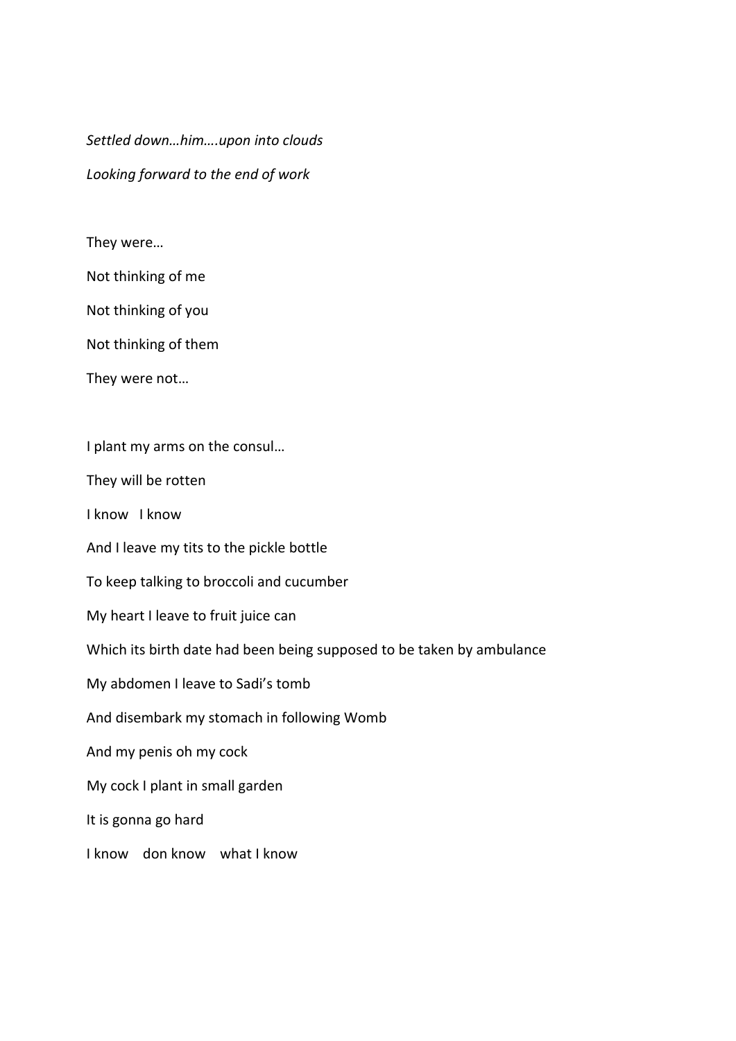*Settled down…him….upon into clouds*

*Looking forward to the end of work*

They were…

Not thinking of me

Not thinking of you

Not thinking of them

They were not…

I plant my arms on the consul…

They will be rotten

I know   I know

And I leave my tits to the pickle bottle

To keep talking to broccoli and cucumber

My heart I leave to fruit juice can

Which its birth date had been being supposed to be taken by ambulance

My abdomen I leave to Sadi's tomb

And disembark my stomach in following Womb

And my penis oh my cock

My cock I plant in small garden

It is gonna go hard

I know    don know    what I know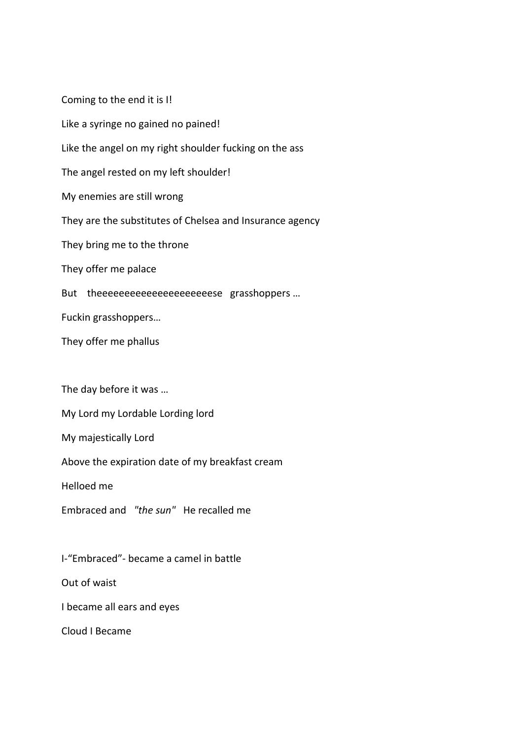Coming to the end it is I!

Like a syringe no gained no pained!

Like the angel on my right shoulder fucking on the ass

The angel rested on my left shoulder!

My enemies are still wrong

They are the substitutes of Chelsea and Insurance agency

They bring me to the throne

They offer me palace

But theeeeeeeeeeeeeeeeeeeeese grasshoppers …

Fuckin grasshoppers…

They offer me phallus

The day before it was …

My Lord my Lordable Lording lord

My majestically Lord

Above the expiration date of my breakfast cream

Helloed me

Embraced and *"the sun"* He recalled me

I-"Embraced"- became a camel in battle

Out of waist

I became all ears and eyes

Cloud I Became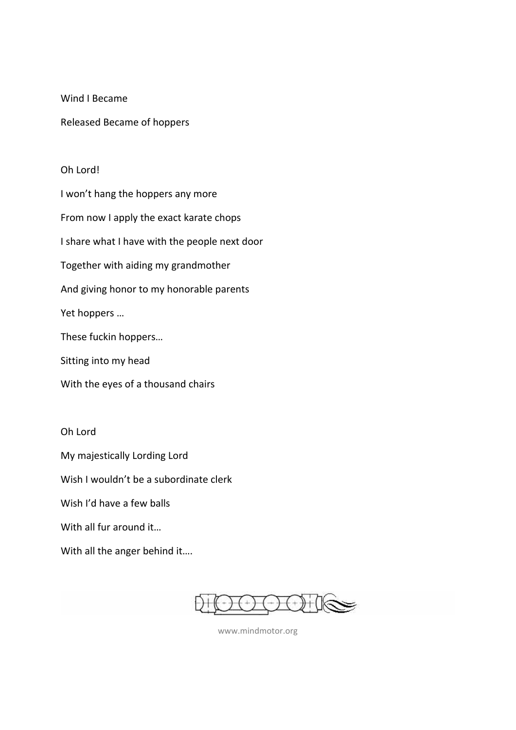Wind I Became

Released Became of hoppers

Oh Lord!

I won't hang the hoppers any more

From now I apply the exact karate chops

I share what I have with the people next door

Together with aiding my grandmother

And giving honor to my honorable parents

Yet hoppers …

These fuckin hoppers…

Sitting into my head

With the eyes of a thousand chairs

Oh Lord

My majestically Lording Lord

Wish I wouldn't be a subordinate clerk

Wish I'd have a few balls

With all fur around it…

With all the anger behind it….

www.mindmotor.org